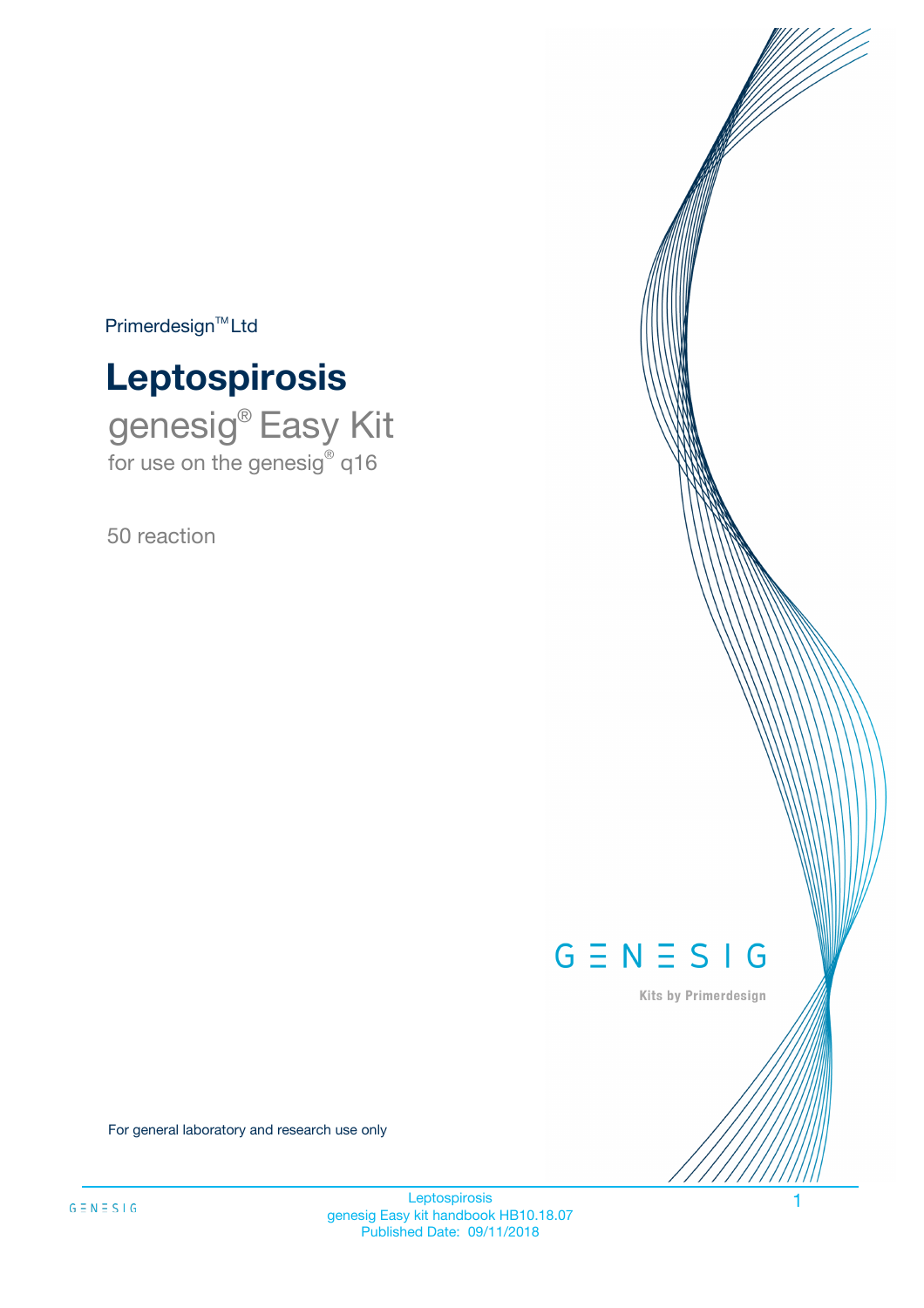Primerdesign™ Ltd

# Leptospirosis

## genesig® Easy Kit

for use on the genesig® q16

50 reaction

GENESIG

Kits by Primerdesign

For general laboratory and research use only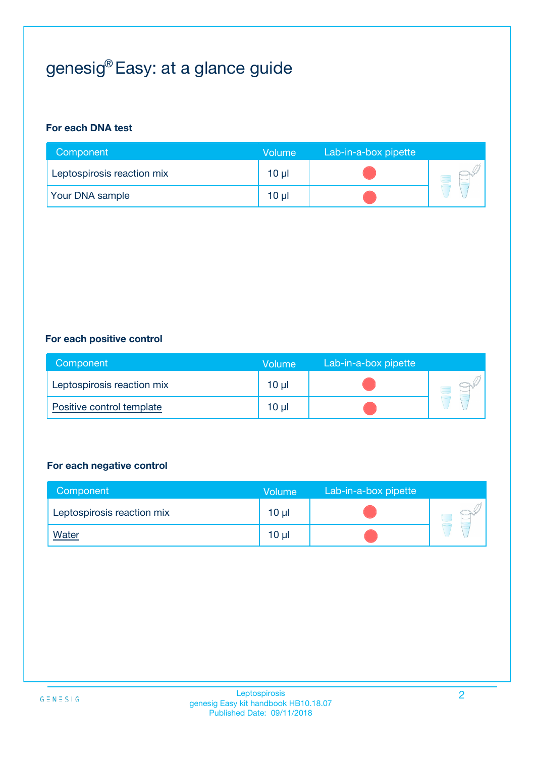# genesig® Easy: at a glance guide

**For each DNA test**

| Component | Volume | Lab-in-a-box pipette |
|---|---|---|
| Leptospirosis reaction mix | 10 µl | |
| Your DNA sample | 10 µl | |

**For each positive control**

| Component | Volume | Lab-in-a-box pipette |
|---|---|---|
| Leptospirosis reaction mix | 10 µl | |
| Positive control template | 10 µl | |

**For each negative control**

| Component | Volume | Lab-in-a-box pipette |
|---|---|---|
| Leptospirosis reaction mix | 10 µl | |
| Water | 10 µl | |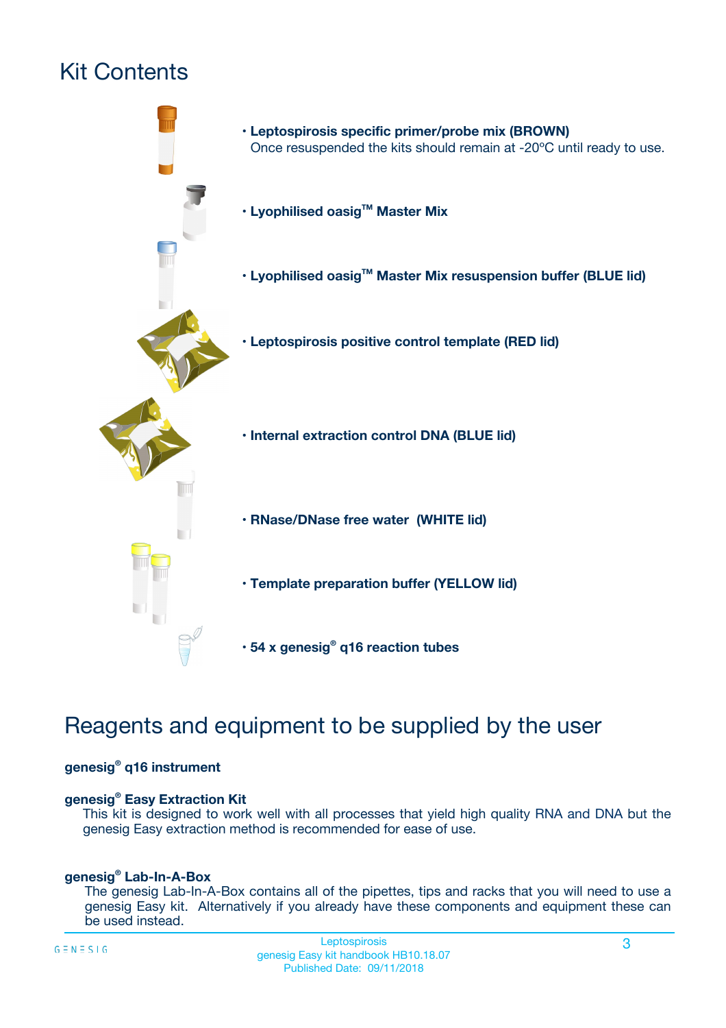# Kit Contents

- **Leptospirosis specific primer/probe mix (BROWN)**
  Once resuspended the kits should remain at -20ºC until ready to use.
- **Lyophilised oasig™ Master Mix**
- **Lyophilised oasig™ Master Mix resuspension buffer (BLUE lid)**
- **Leptospirosis positive control template (RED lid)**
- **Internal extraction control DNA (BLUE lid)**
- **RNase/DNase free water (WHITE lid)**
- **Template preparation buffer (YELLOW lid)**
- **54 x genesig® q16 reaction tubes**

# Reagents and equipment to be supplied by the user

**genesig® q16 instrument**

**genesig® Easy Extraction Kit**
This kit is designed to work well with all processes that yield high quality RNA and DNA but the genesig Easy extraction method is recommended for ease of use.

**genesig® Lab-In-A-Box**
The genesig Lab-In-A-Box contains all of the pipettes, tips and racks that you will need to use a genesig Easy kit. Alternatively if you already have these components and equipment these can be used instead.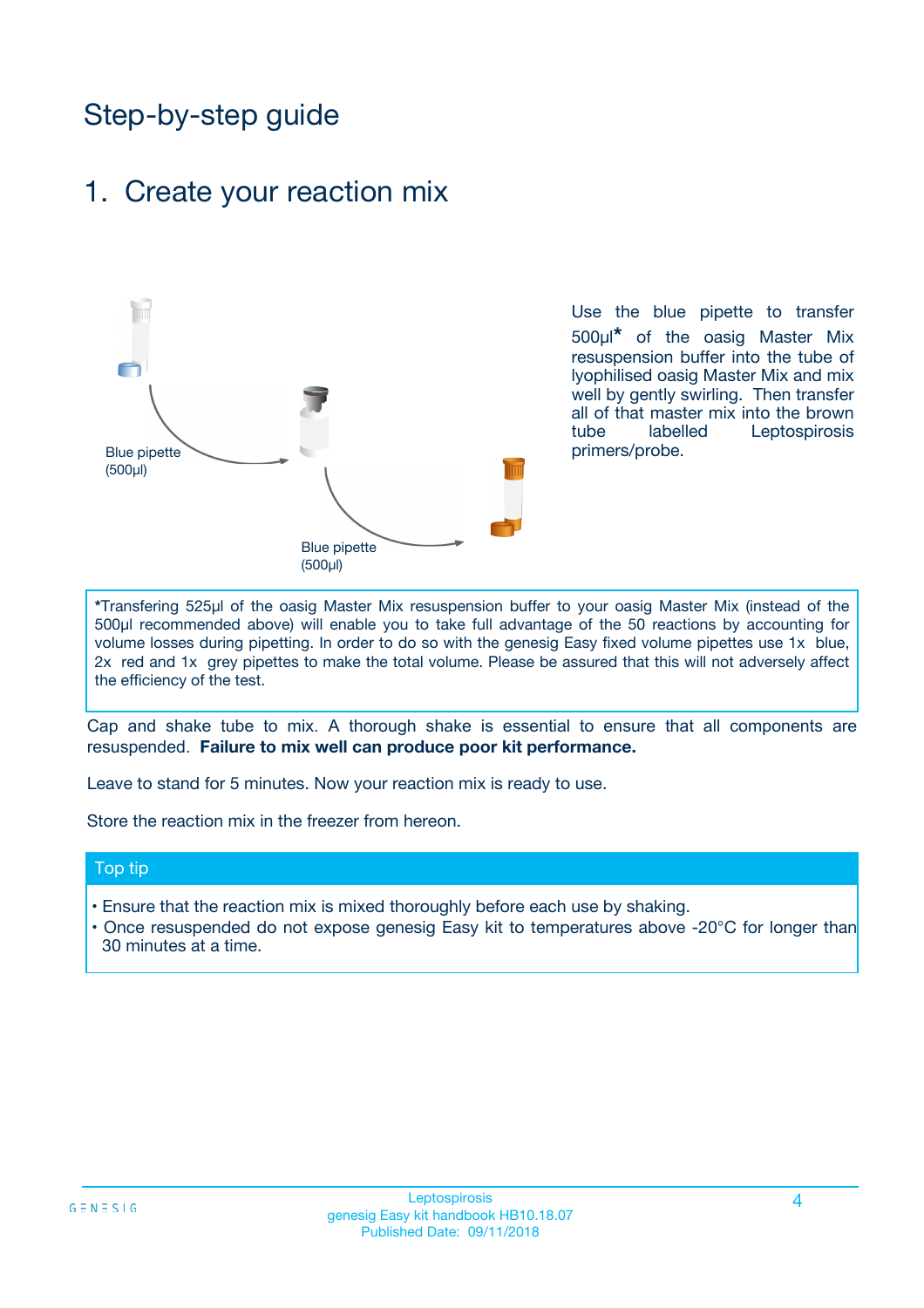# Step-by-step guide

## 1. Create your reaction mix

Blue pipette (500µl)

Blue pipette (500µl)

Use the blue pipette to transfer 500µl* of the oasig Master Mix resuspension buffer into the tube of lyophilised oasig Master Mix and mix well by gently swirling. Then transfer all of that master mix into the brown tube labelled Leptospirosis primers/probe.

*Transfering 525µl of the oasig Master Mix resuspension buffer to your oasig Master Mix (instead of the 500µl recommended above) will enable you to take full advantage of the 50 reactions by accounting for volume losses during pipetting. In order to do so with the genesig Easy fixed volume pipettes use 1x blue, 2x red and 1x grey pipettes to make the total volume. Please be assured that this will not adversely affect the efficiency of the test.

Cap and shake tube to mix. A thorough shake is essential to ensure that all components are resuspended. **Failure to mix well can produce poor kit performance.**

Leave to stand for 5 minutes. Now your reaction mix is ready to use.

Store the reaction mix in the freezer from hereon.

### Top tip

- Ensure that the reaction mix is mixed thoroughly before each use by shaking.
- Once resuspended do not expose genesig Easy kit to temperatures above -20°C for longer than 30 minutes at a time.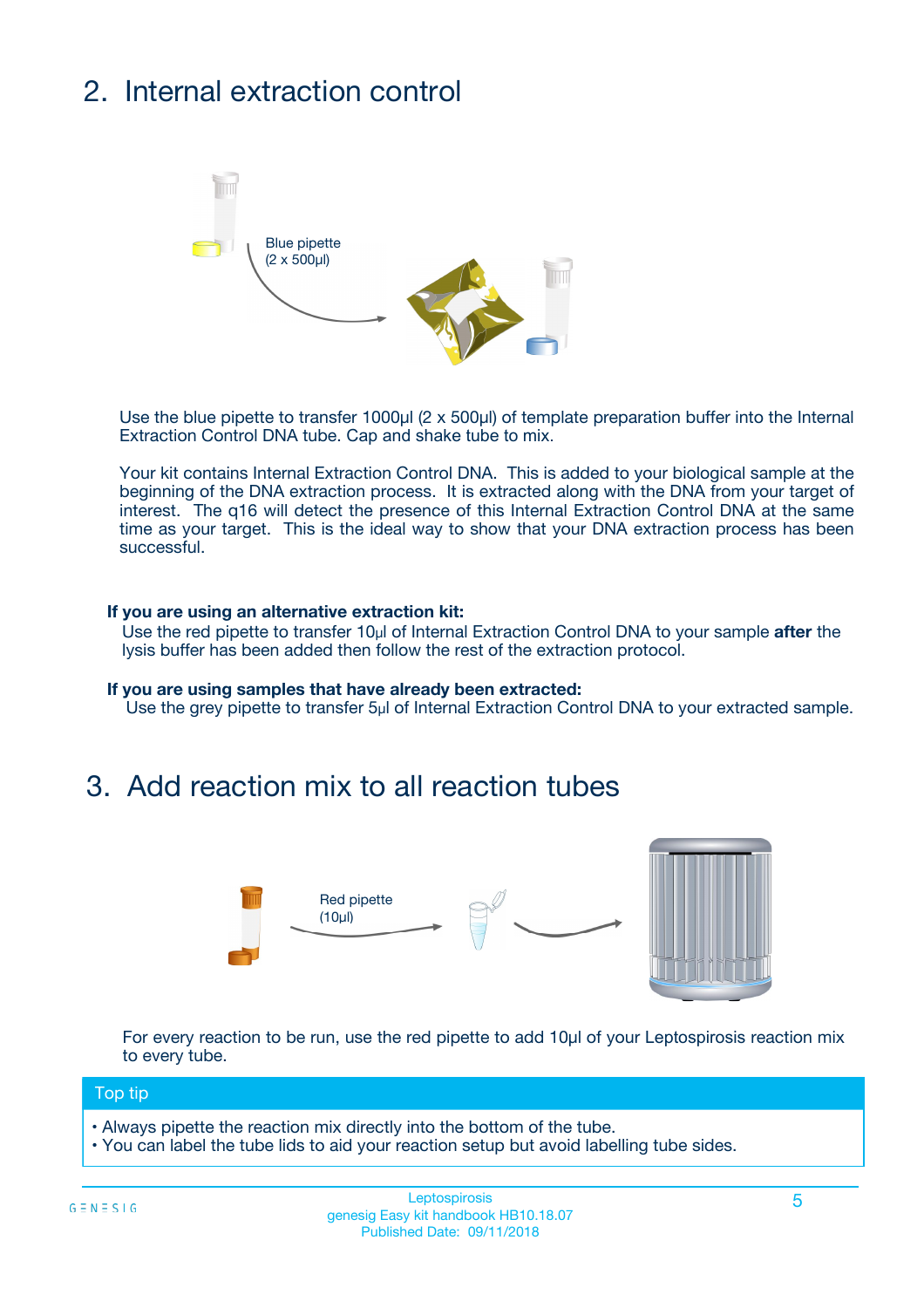## 2. Internal extraction control

Blue pipette
(2 x 500µl)

Use the blue pipette to transfer 1000µl (2 x 500µl) of template preparation buffer into the Internal Extraction Control DNA tube. Cap and shake tube to mix.

Your kit contains Internal Extraction Control DNA. This is added to your biological sample at the beginning of the DNA extraction process. It is extracted along with the DNA from your target of interest. The q16 will detect the presence of this Internal Extraction Control DNA at the same time as your target. This is the ideal way to show that your DNA extraction process has been successful.

**If you are using an alternative extraction kit:**
Use the red pipette to transfer 10µl of Internal Extraction Control DNA to your sample **after** the lysis buffer has been added then follow the rest of the extraction protocol.

**If you are using samples that have already been extracted:**
Use the grey pipette to transfer 5µl of Internal Extraction Control DNA to your extracted sample.

## 3. Add reaction mix to all reaction tubes

Red pipette
(10µl)

For every reaction to be run, use the red pipette to add 10µl of your Leptospirosis reaction mix to every tube.

**Top tip**

- Always pipette the reaction mix directly into the bottom of the tube.
- You can label the tube lids to aid your reaction setup but avoid labelling tube sides.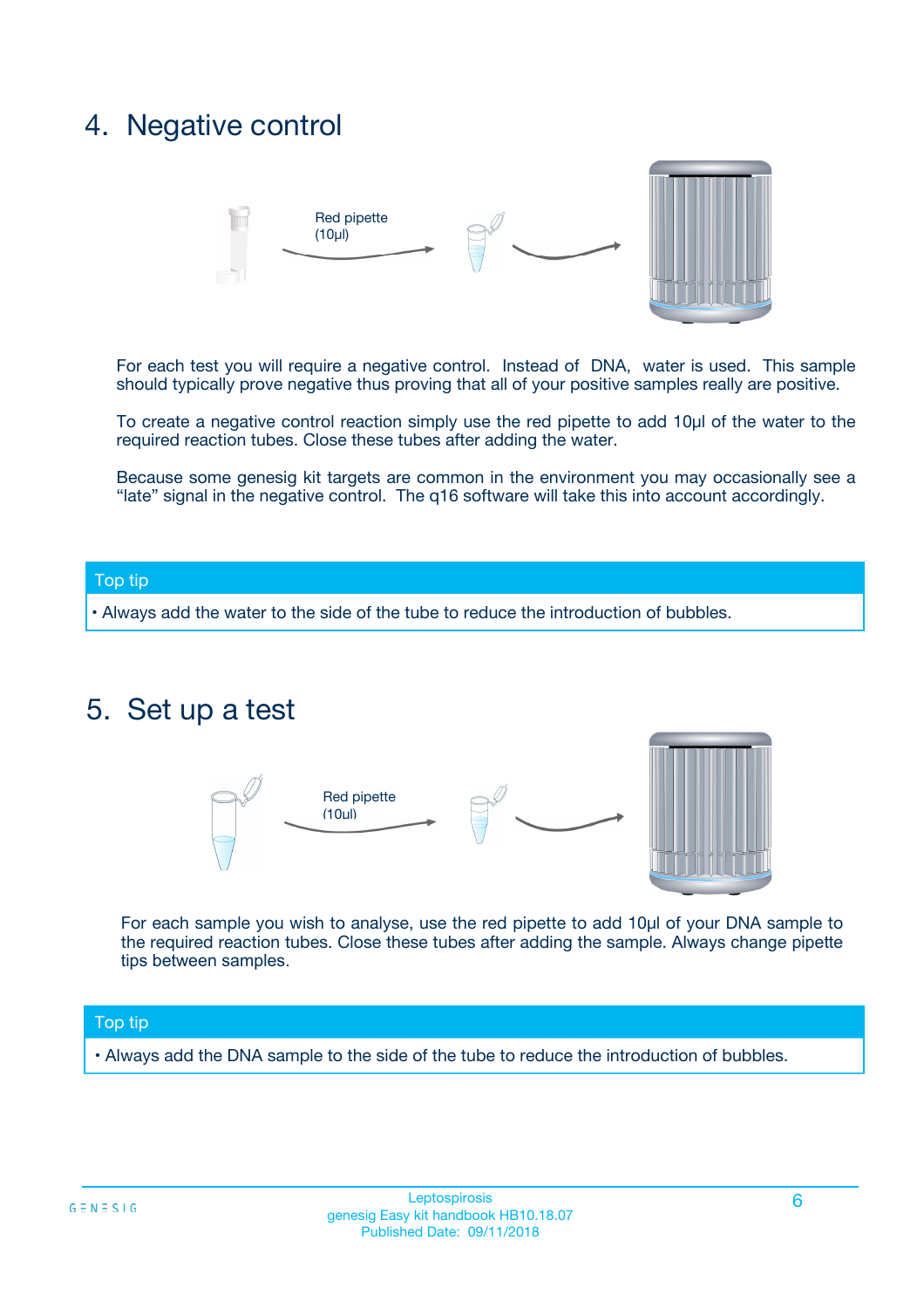## 4. Negative control

Red pipette (10µl)

For each test you will require a negative control. Instead of DNA, water is used. This sample should typically prove negative thus proving that all of your positive samples really are positive.

To create a negative control reaction simply use the red pipette to add 10µl of the water to the required reaction tubes. Close these tubes after adding the water.

Because some genesig kit targets are common in the environment you may occasionally see a "late" signal in the negative control. The q16 software will take this into account accordingly.

**Top tip**

- Always add the water to the side of the tube to reduce the introduction of bubbles.

## 5. Set up a test

Red pipette (10µl)

For each sample you wish to analyse, use the red pipette to add 10µl of your DNA sample to the required reaction tubes. Close these tubes after adding the sample. Always change pipette tips between samples.

**Top tip**

- Always add the DNA sample to the side of the tube to reduce the introduction of bubbles.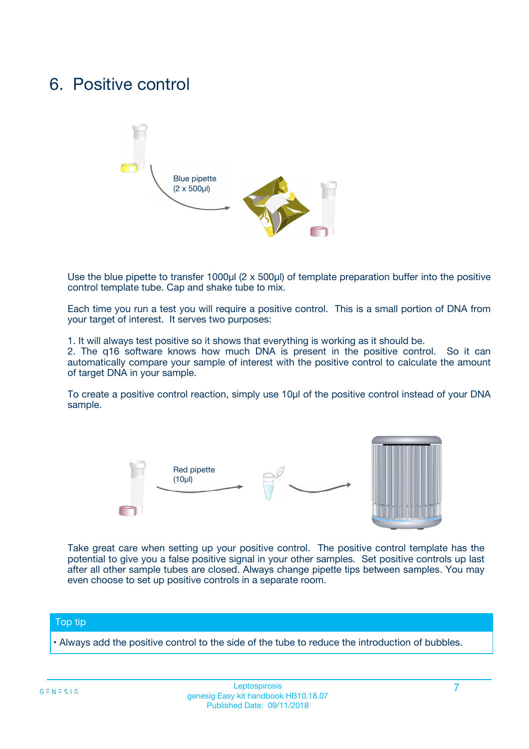# 6. Positive control

Blue pipette
(2 x 500µl)

Use the blue pipette to transfer 1000µl (2 x 500µl) of template preparation buffer into the positive control template tube. Cap and shake tube to mix.

Each time you run a test you will require a positive control. This is a small portion of DNA from your target of interest. It serves two purposes:

1. It will always test positive so it shows that everything is working as it should be.
2. The q16 software knows how much DNA is present in the positive control. So it can automatically compare your sample of interest with the positive control to calculate the amount of target DNA in your sample.

To create a positive control reaction, simply use 10µl of the positive control instead of your DNA sample.

Red pipette
(10µl)

Take great care when setting up your positive control. The positive control template has the potential to give you a false positive signal in your other samples. Set positive controls up last after all other sample tubes are closed. Always change pipette tips between samples. You may even choose to set up positive controls in a separate room.

## Top tip

- Always add the positive control to the side of the tube to reduce the introduction of bubbles.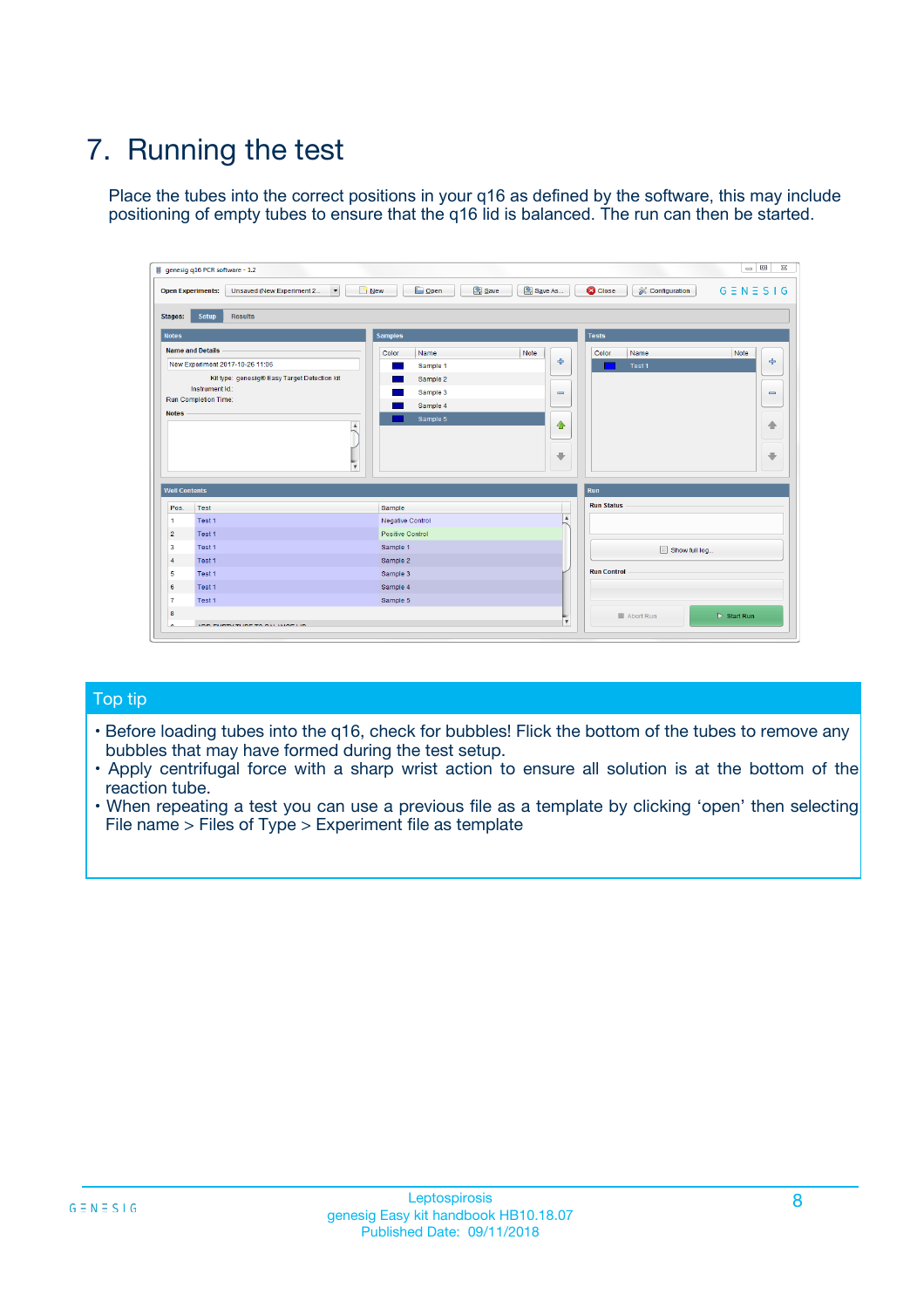# 7. Running the test

Place the tubes into the correct positions in your q16 as defined by the software, this may include positioning of empty tubes to ensure that the q16 lid is balanced. The run can then be started.

## Top tip

- Before loading tubes into the q16, check for bubbles! Flick the bottom of the tubes to remove any bubbles that may have formed during the test setup.
- Apply centrifugal force with a sharp wrist action to ensure all solution is at the bottom of the reaction tube.
- When repeating a test you can use a previous file as a template by clicking 'open' then selecting File name > Files of Type > Experiment file as template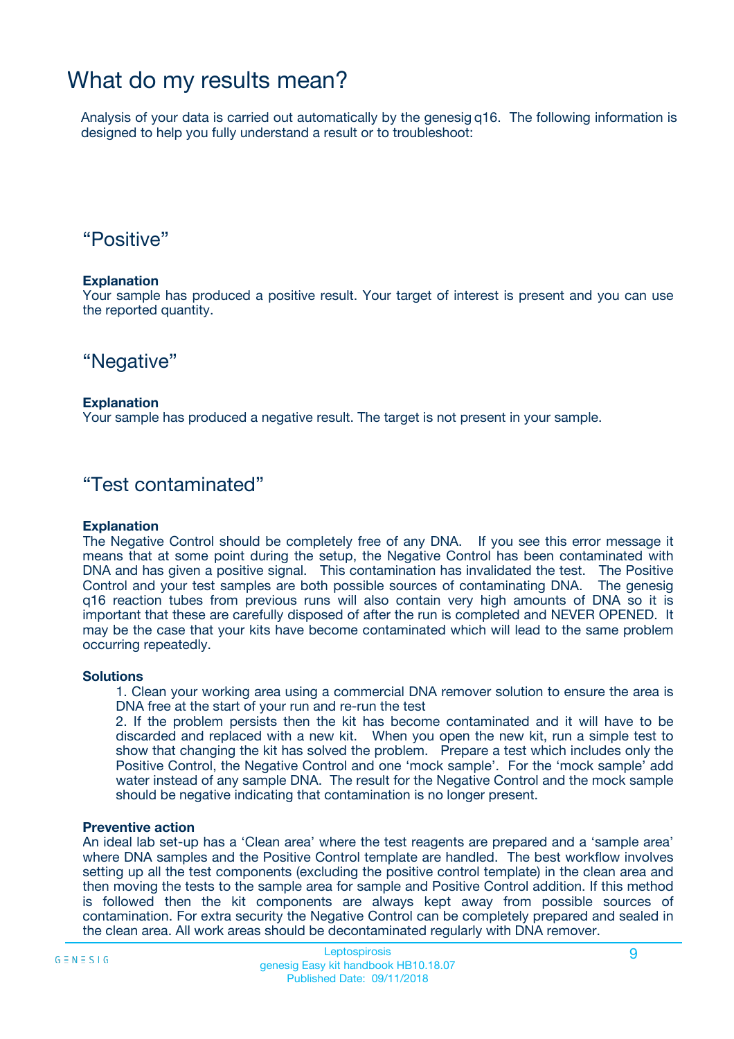# What do my results mean?

Analysis of your data is carried out automatically by the genesig q16. The following information is designed to help you fully understand a result or to troubleshoot:

## “Positive”

**Explanation**
Your sample has produced a positive result. Your target of interest is present and you can use the reported quantity.

## “Negative”

**Explanation**
Your sample has produced a negative result. The target is not present in your sample.

## “Test contaminated”

**Explanation**
The Negative Control should be completely free of any DNA. If you see this error message it means that at some point during the setup, the Negative Control has been contaminated with DNA and has given a positive signal. This contamination has invalidated the test. The Positive Control and your test samples are both possible sources of contaminating DNA. The genesig q16 reaction tubes from previous runs will also contain very high amounts of DNA so it is important that these are carefully disposed of after the run is completed and NEVER OPENED. It may be the case that your kits have become contaminated which will lead to the same problem occurring repeatedly.

**Solutions**

1. Clean your working area using a commercial DNA remover solution to ensure the area is DNA free at the start of your run and re-run the test
2. If the problem persists then the kit has become contaminated and it will have to be discarded and replaced with a new kit. When you open the new kit, run a simple test to show that changing the kit has solved the problem. Prepare a test which includes only the Positive Control, the Negative Control and one ‘mock sample’. For the ‘mock sample’ add water instead of any sample DNA. The result for the Negative Control and the mock sample should be negative indicating that contamination is no longer present.

**Preventive action**
An ideal lab set-up has a ‘Clean area’ where the test reagents are prepared and a ‘sample area’ where DNA samples and the Positive Control template are handled. The best workflow involves setting up all the test components (excluding the positive control template) in the clean area and then moving the tests to the sample area for sample and Positive Control addition. If this method is followed then the kit components are always kept away from possible sources of contamination. For extra security the Negative Control can be completely prepared and sealed in the clean area. All work areas should be decontaminated regularly with DNA remover.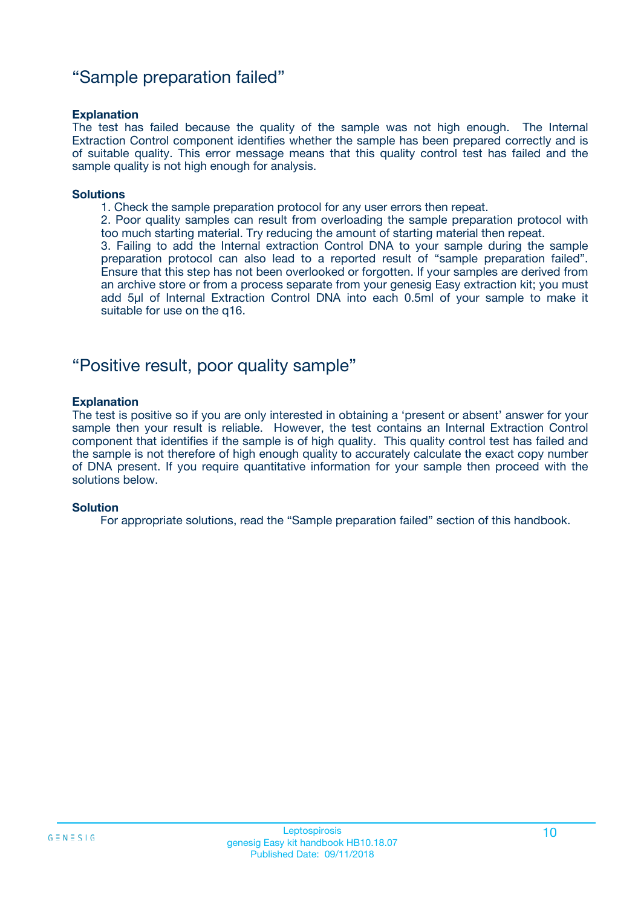## “Sample preparation failed”

**Explanation**

The test has failed because the quality of the sample was not high enough. The Internal Extraction Control component identifies whether the sample has been prepared correctly and is of suitable quality. This error message means that this quality control test has failed and the sample quality is not high enough for analysis.

**Solutions**

1. Check the sample preparation protocol for any user errors then repeat.
2. Poor quality samples can result from overloading the sample preparation protocol with too much starting material. Try reducing the amount of starting material then repeat.
3. Failing to add the Internal extraction Control DNA to your sample during the sample preparation protocol can also lead to a reported result of “sample preparation failed”. Ensure that this step has not been overlooked or forgotten. If your samples are derived from an archive store or from a process separate from your genesig Easy extraction kit; you must add 5µl of Internal Extraction Control DNA into each 0.5ml of your sample to make it suitable for use on the q16.

## “Positive result, poor quality sample”

**Explanation**

The test is positive so if you are only interested in obtaining a ‘present or absent’ answer for your sample then your result is reliable. However, the test contains an Internal Extraction Control component that identifies if the sample is of high quality. This quality control test has failed and the sample is not therefore of high enough quality to accurately calculate the exact copy number of DNA present. If you require quantitative information for your sample then proceed with the solutions below.

**Solution**

For appropriate solutions, read the “Sample preparation failed” section of this handbook.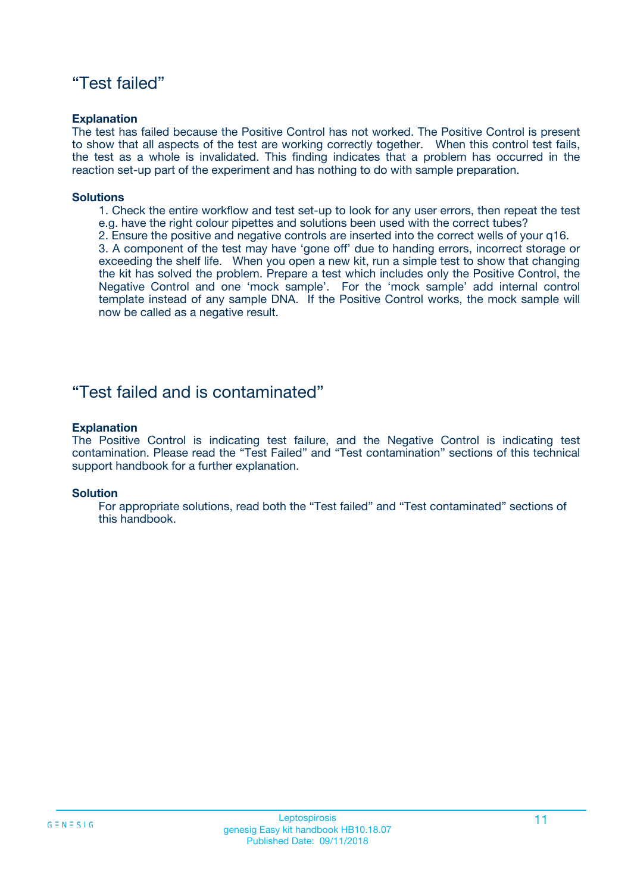## “Test failed”

**Explanation**

The test has failed because the Positive Control has not worked. The Positive Control is present to show that all aspects of the test are working correctly together. When this control test fails, the test as a whole is invalidated. This finding indicates that a problem has occurred in the reaction set-up part of the experiment and has nothing to do with sample preparation.

**Solutions**

1. Check the entire workflow and test set-up to look for any user errors, then repeat the test e.g. have the right colour pipettes and solutions been used with the correct tubes?
2. Ensure the positive and negative controls are inserted into the correct wells of your q16.
3. A component of the test may have ‘gone off’ due to handing errors, incorrect storage or exceeding the shelf life. When you open a new kit, run a simple test to show that changing the kit has solved the problem. Prepare a test which includes only the Positive Control, the Negative Control and one ‘mock sample’. For the ‘mock sample’ add internal control template instead of any sample DNA. If the Positive Control works, the mock sample will now be called as a negative result.

## “Test failed and is contaminated”

**Explanation**

The Positive Control is indicating test failure, and the Negative Control is indicating test contamination. Please read the “Test Failed” and “Test contamination” sections of this technical support handbook for a further explanation.

**Solution**

For appropriate solutions, read both the “Test failed” and “Test contaminated” sections of this handbook.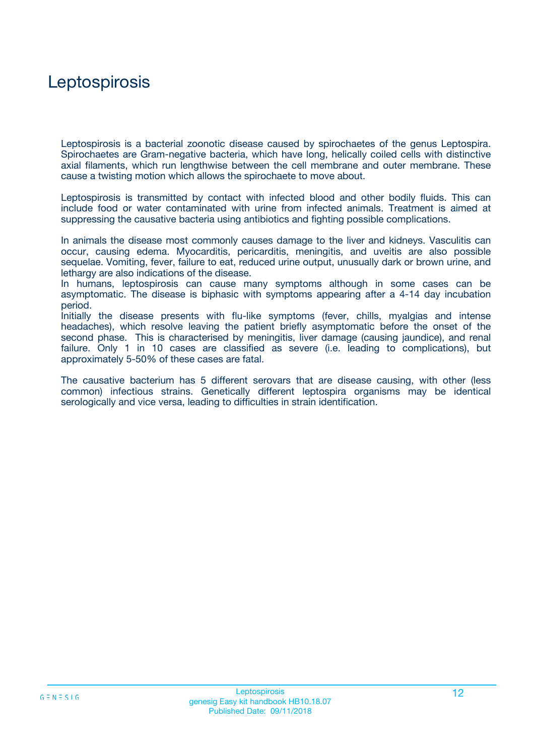# Leptospirosis

Leptospirosis is a bacterial zoonotic disease caused by spirochaetes of the genus Leptospira. Spirochaetes are Gram-negative bacteria, which have long, helically coiled cells with distinctive axial filaments, which run lengthwise between the cell membrane and outer membrane. These cause a twisting motion which allows the spirochaete to move about.

Leptospirosis is transmitted by contact with infected blood and other bodily fluids. This can include food or water contaminated with urine from infected animals. Treatment is aimed at suppressing the causative bacteria using antibiotics and fighting possible complications.

In animals the disease most commonly causes damage to the liver and kidneys. Vasculitis can occur, causing edema. Myocarditis, pericarditis, meningitis, and uveitis are also possible sequelae. Vomiting, fever, failure to eat, reduced urine output, unusually dark or brown urine, and lethargy are also indications of the disease.

In humans, leptospirosis can cause many symptoms although in some cases can be asymptomatic. The disease is biphasic with symptoms appearing after a 4-14 day incubation period.

Initially the disease presents with flu-like symptoms (fever, chills, myalgias and intense headaches), which resolve leaving the patient briefly asymptomatic before the onset of the second phase. This is characterised by meningitis, liver damage (causing jaundice), and renal failure. Only 1 in 10 cases are classified as severe (i.e. leading to complications), but approximately 5-50% of these cases are fatal.

The causative bacterium has 5 different serovars that are disease causing, with other (less common) infectious strains. Genetically different leptospira organisms may be identical serologically and vice versa, leading to difficulties in strain identification.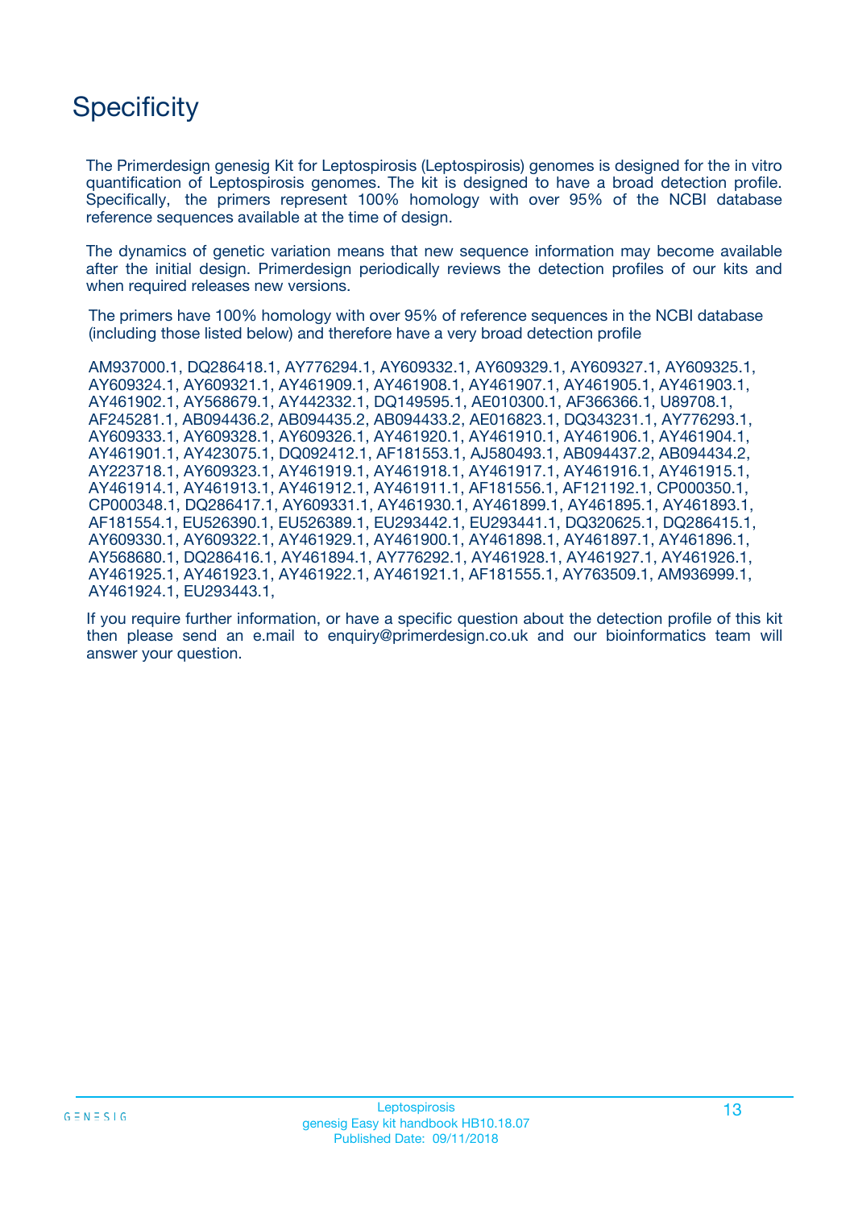# Specificity

The Primerdesign genesig Kit for Leptospirosis (Leptospirosis) genomes is designed for the in vitro quantification of Leptospirosis genomes. The kit is designed to have a broad detection profile. Specifically, the primers represent 100% homology with over 95% of the NCBI database reference sequences available at the time of design.

The dynamics of genetic variation means that new sequence information may become available after the initial design. Primerdesign periodically reviews the detection profiles of our kits and when required releases new versions.

The primers have 100% homology with over 95% of reference sequences in the NCBI database (including those listed below) and therefore have a very broad detection profile

AM937000.1, DQ286418.1, AY776294.1, AY609332.1, AY609329.1, AY609327.1, AY609325.1, AY609324.1, AY609321.1, AY461909.1, AY461908.1, AY461907.1, AY461905.1, AY461903.1, AY461902.1, AY568679.1, AY442332.1, DQ149595.1, AE010300.1, AF366366.1, U89708.1, AF245281.1, AB094436.2, AB094435.2, AB094433.2, AE016823.1, DQ343231.1, AY776293.1, AY609333.1, AY609328.1, AY609326.1, AY461920.1, AY461910.1, AY461906.1, AY461904.1, AY461901.1, AY423075.1, DQ092412.1, AF181553.1, AJ580493.1, AB094437.2, AB094434.2, AY223718.1, AY609323.1, AY461919.1, AY461918.1, AY461917.1, AY461916.1, AY461915.1, AY461914.1, AY461913.1, AY461912.1, AY461911.1, AF181556.1, AF121192.1, CP000350.1, CP000348.1, DQ286417.1, AY609331.1, AY461930.1, AY461899.1, AY461895.1, AY461893.1, AF181554.1, EU526390.1, EU526389.1, EU293442.1, EU293441.1, DQ320625.1, DQ286415.1, AY609330.1, AY609322.1, AY461929.1, AY461900.1, AY461898.1, AY461897.1, AY461896.1, AY568680.1, DQ286416.1, AY461894.1, AY776292.1, AY461928.1, AY461927.1, AY461926.1, AY461925.1, AY461923.1, AY461922.1, AY461921.1, AF181555.1, AY763509.1, AM936999.1, AY461924.1, EU293443.1,

If you require further information, or have a specific question about the detection profile of this kit then please send an e.mail to enquiry@primerdesign.co.uk and our bioinformatics team will answer your question.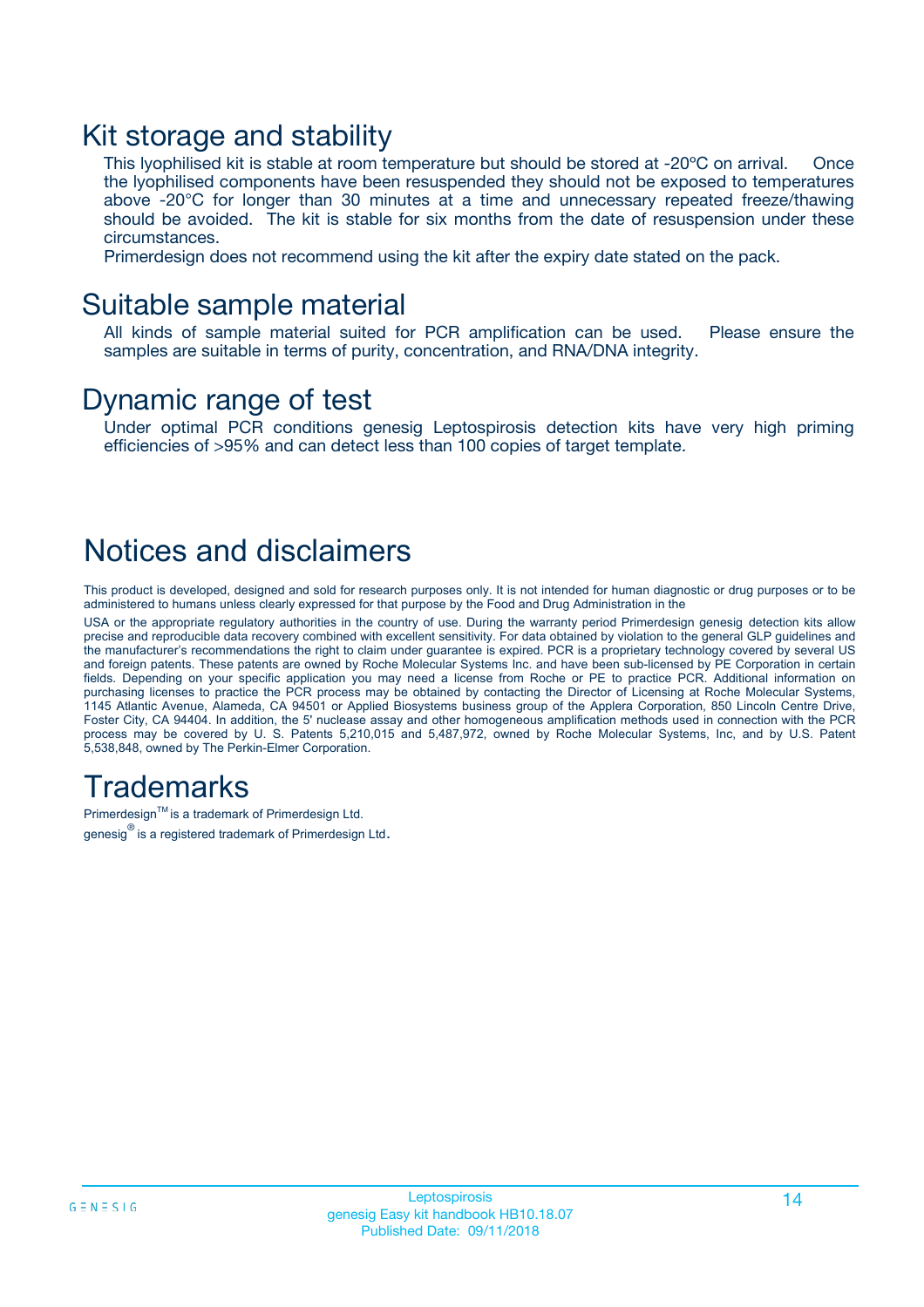## Kit storage and stability

This lyophilised kit is stable at room temperature but should be stored at -20ºC on arrival. Once the lyophilised components have been resuspended they should not be exposed to temperatures above -20°C for longer than 30 minutes at a time and unnecessary repeated freeze/thawing should be avoided. The kit is stable for six months from the date of resuspension under these circumstances.

Primerdesign does not recommend using the kit after the expiry date stated on the pack.

## Suitable sample material

All kinds of sample material suited for PCR amplification can be used. Please ensure the samples are suitable in terms of purity, concentration, and RNA/DNA integrity.

## Dynamic range of test

Under optimal PCR conditions genesig Leptospirosis detection kits have very high priming efficiencies of >95% and can detect less than 100 copies of target template.

# Notices and disclaimers

This product is developed, designed and sold for research purposes only. It is not intended for human diagnostic or drug purposes or to be administered to humans unless clearly expressed for that purpose by the Food and Drug Administration in the

USA or the appropriate regulatory authorities in the country of use. During the warranty period Primerdesign genesig detection kits allow precise and reproducible data recovery combined with excellent sensitivity. For data obtained by violation to the general GLP guidelines and the manufacturer's recommendations the right to claim under guarantee is expired. PCR is a proprietary technology covered by several US and foreign patents. These patents are owned by Roche Molecular Systems Inc. and have been sub-licensed by PE Corporation in certain fields. Depending on your specific application you may need a license from Roche or PE to practice PCR. Additional information on purchasing licenses to practice the PCR process may be obtained by contacting the Director of Licensing at Roche Molecular Systems, 1145 Atlantic Avenue, Alameda, CA 94501 or Applied Biosystems business group of the Applera Corporation, 850 Lincoln Centre Drive, Foster City, CA 94404. In addition, the 5' nuclease assay and other homogeneous amplification methods used in connection with the PCR process may be covered by U. S. Patents 5,210,015 and 5,487,972, owned by Roche Molecular Systems, Inc, and by U.S. Patent 5,538,848, owned by The Perkin-Elmer Corporation.

# Trademarks

Primerdesign™ is a trademark of Primerdesign Ltd.

genesig® is a registered trademark of Primerdesign Ltd.